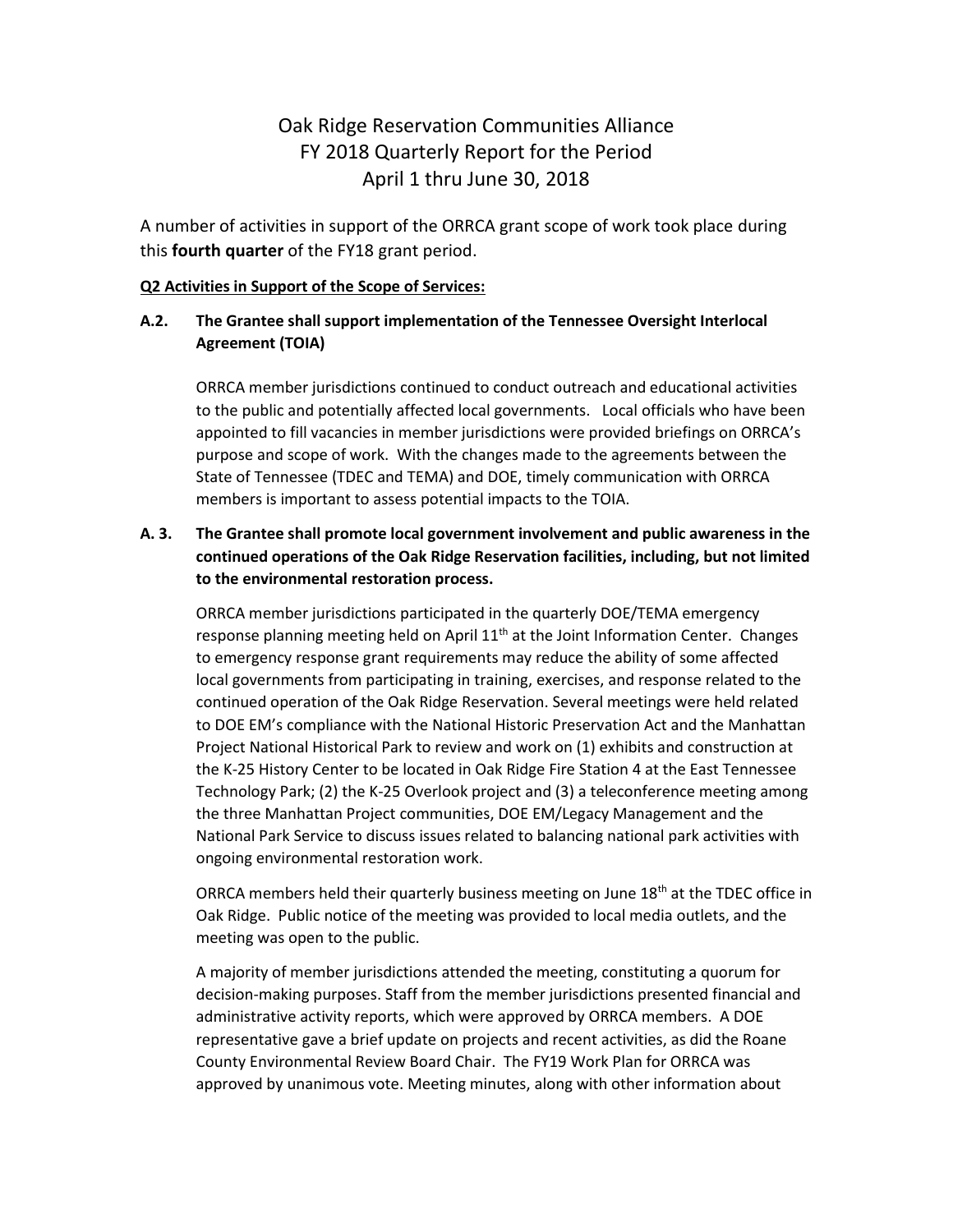# Oak Ridge Reservation Communities Alliance
# FY 2018 Quarterly Report for the Period
# April 1 thru June 30, 2018

A number of activities in support of the ORRCA grant scope of work took place during this **fourth quarter** of the FY18 grant period.

**Q2 Activities in Support of the Scope of Services:**

**A.2. The Grantee shall support implementation of the Tennessee Oversight Interlocal Agreement (TOIA)**

ORRCA member jurisdictions continued to conduct outreach and educational activities to the public and potentially affected local governments. Local officials who have been appointed to fill vacancies in member jurisdictions were provided briefings on ORRCA's purpose and scope of work. With the changes made to the agreements between the State of Tennessee (TDEC and TEMA) and DOE, timely communication with ORRCA members is important to assess potential impacts to the TOIA.

**A. 3. The Grantee shall promote local government involvement and public awareness in the continued operations of the Oak Ridge Reservation facilities, including, but not limited to the environmental restoration process.**

ORRCA member jurisdictions participated in the quarterly DOE/TEMA emergency response planning meeting held on April 11th at the Joint Information Center. Changes to emergency response grant requirements may reduce the ability of some affected local governments from participating in training, exercises, and response related to the continued operation of the Oak Ridge Reservation. Several meetings were held related to DOE EM's compliance with the National Historic Preservation Act and the Manhattan Project National Historical Park to review and work on (1) exhibits and construction at the K-25 History Center to be located in Oak Ridge Fire Station 4 at the East Tennessee Technology Park; (2) the K-25 Overlook project and (3) a teleconference meeting among the three Manhattan Project communities, DOE EM/Legacy Management and the National Park Service to discuss issues related to balancing national park activities with ongoing environmental restoration work.

ORRCA members held their quarterly business meeting on June 18th at the TDEC office in Oak Ridge. Public notice of the meeting was provided to local media outlets, and the meeting was open to the public.

A majority of member jurisdictions attended the meeting, constituting a quorum for decision-making purposes. Staff from the member jurisdictions presented financial and administrative activity reports, which were approved by ORRCA members. A DOE representative gave a brief update on projects and recent activities, as did the Roane County Environmental Review Board Chair. The FY19 Work Plan for ORRCA was approved by unanimous vote. Meeting minutes, along with other information about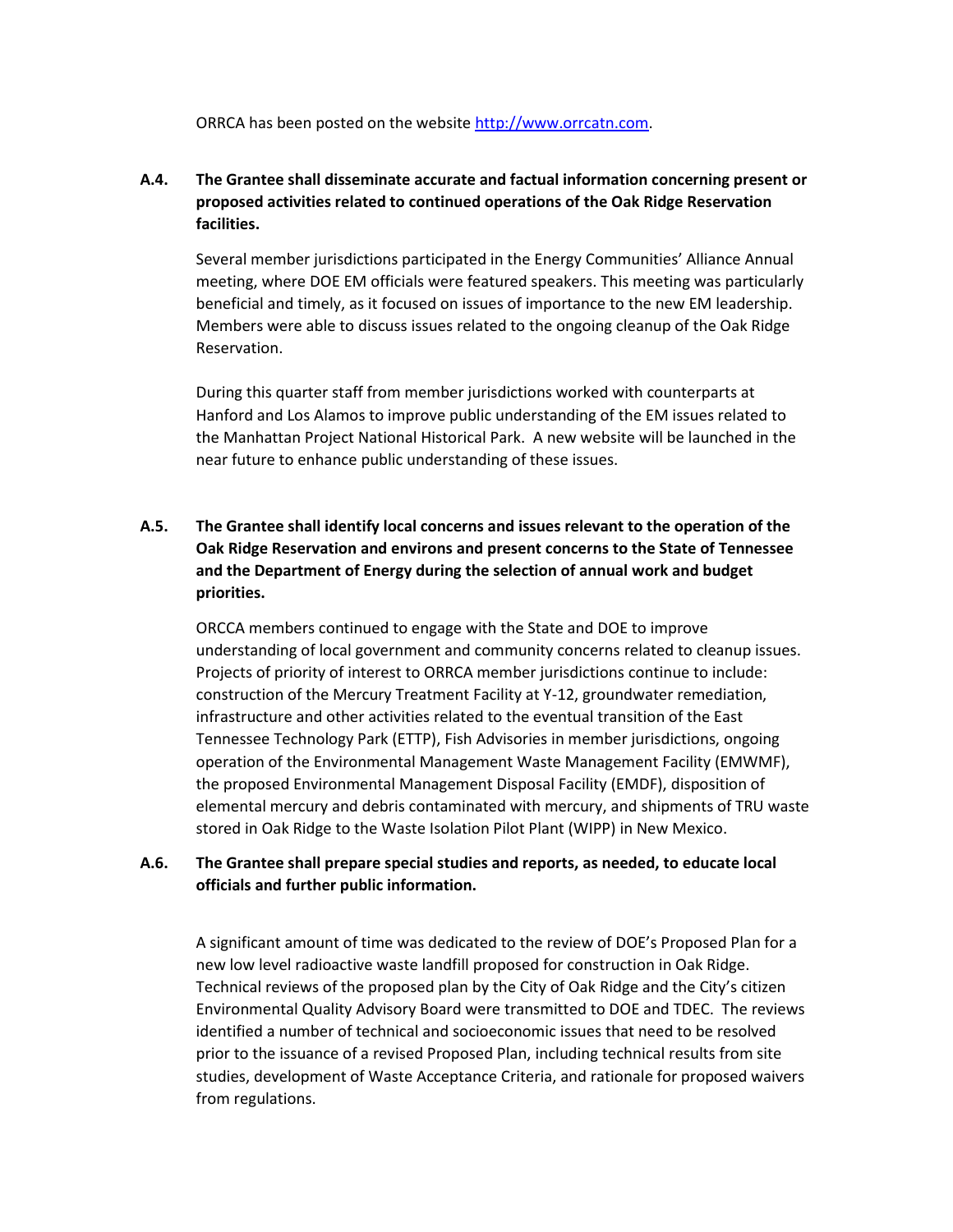ORRCA has been posted on the website http://www.orrcatn.com.

**A.4. The Grantee shall disseminate accurate and factual information concerning present or proposed activities related to continued operations of the Oak Ridge Reservation facilities.**

Several member jurisdictions participated in the Energy Communities' Alliance Annual meeting, where DOE EM officials were featured speakers. This meeting was particularly beneficial and timely, as it focused on issues of importance to the new EM leadership. Members were able to discuss issues related to the ongoing cleanup of the Oak Ridge Reservation.

During this quarter staff from member jurisdictions worked with counterparts at Hanford and Los Alamos to improve public understanding of the EM issues related to the Manhattan Project National Historical Park. A new website will be launched in the near future to enhance public understanding of these issues.

**A.5. The Grantee shall identify local concerns and issues relevant to the operation of the Oak Ridge Reservation and environs and present concerns to the State of Tennessee and the Department of Energy during the selection of annual work and budget priorities.**

ORCCA members continued to engage with the State and DOE to improve understanding of local government and community concerns related to cleanup issues. Projects of priority of interest to ORRCA member jurisdictions continue to include: construction of the Mercury Treatment Facility at Y-12, groundwater remediation, infrastructure and other activities related to the eventual transition of the East Tennessee Technology Park (ETTP), Fish Advisories in member jurisdictions, ongoing operation of the Environmental Management Waste Management Facility (EMWMF), the proposed Environmental Management Disposal Facility (EMDF), disposition of elemental mercury and debris contaminated with mercury, and shipments of TRU waste stored in Oak Ridge to the Waste Isolation Pilot Plant (WIPP) in New Mexico.

**A.6. The Grantee shall prepare special studies and reports, as needed, to educate local officials and further public information.**

A significant amount of time was dedicated to the review of DOE's Proposed Plan for a new low level radioactive waste landfill proposed for construction in Oak Ridge. Technical reviews of the proposed plan by the City of Oak Ridge and the City's citizen Environmental Quality Advisory Board were transmitted to DOE and TDEC. The reviews identified a number of technical and socioeconomic issues that need to be resolved prior to the issuance of a revised Proposed Plan, including technical results from site studies, development of Waste Acceptance Criteria, and rationale for proposed waivers from regulations.